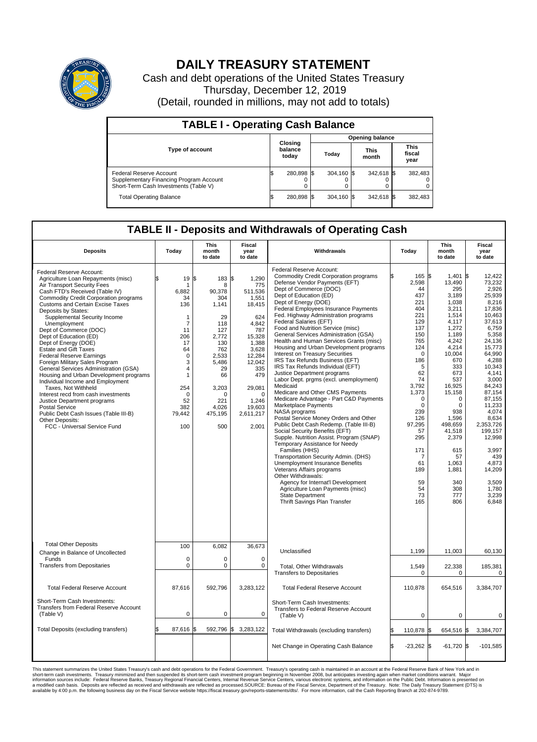# DAILY TREASURY STATEMENT

Cash and debt operations of the United States Treasury

Thursday, December 12, 2019

(Detail, rounded in millions, may not add to totals)

## TABLE I - Operating Cash Balance

| Type of account | Closing balance today | Opening balance Today | Opening balance This month | Opening balance This fiscal year |
|---|---|---|---|---|
| Federal Reserve Account | $ 280,898 | $ 304,160 | $ 342,618 | $ 382,483 |
| Supplementary Financing Program Account | 0 | 0 | 0 | 0 |
| Short-Term Cash Investments (Table V) | 0 | 0 | 0 | 0 |
| Total Operating Balance | $ 280,898 | $ 304,160 | $ 342,618 | $ 382,483 |

## TABLE II - Deposits and Withdrawals of Operating Cash

| Deposits | Today | This month to date | Fiscal year to date |
|---|---|---|---|
| Federal Reserve Account: | | | |
| Agriculture Loan Repayments (misc) | $ 19 | $ 183 | $ 1,290 |
| Air Transport Security Fees | 1 | 8 | 775 |
| Cash FTD's Received (Table IV) | 6,882 | 90,378 | 511,536 |
| Commodity Credit Corporation programs | 34 | 304 | 1,551 |
| Customs and Certain Excise Taxes | 136 | 1,141 | 18,415 |
| Deposits by States: | | | |
| Supplemental Security Income | 1 | 29 | 624 |
| Unemployment | 7 | 118 | 4,842 |
| Dept of Commerce (DOC) | 11 | 127 | 787 |
| Dept of Education (ED) | 206 | 2,772 | 15,328 |
| Dept of Energy (DOE) | 17 | 130 | 1,388 |
| Estate and Gift Taxes | 64 | 762 | 3,628 |
| Federal Reserve Earnings | 0 | 2,533 | 12,284 |
| Foreign Military Sales Program | 3 | 5,486 | 12,042 |
| General Services Administration (GSA) | 4 | 29 | 335 |
| Housing and Urban Development programs | 1 | 66 | 479 |
| Individual Income and Employment Taxes, Not Withheld | 254 | 3,203 | 29,081 |
| Interest recd from cash investments | 0 | 0 | 0 |
| Justice Department programs | 52 | 221 | 1,246 |
| Postal Service | 382 | 4,026 | 19,603 |
| Public Debt Cash Issues (Table III-B) | 79,442 | 475,195 | 2,611,217 |
| Other Deposits: | | | |
| FCC - Universal Service Fund | 100 | 500 | 2,001 |
| Total Other Deposits | 100 | 6,082 | 36,673 |
| Change in Balance of Uncollected Funds | 0 | 0 | 0 |
| Transfers from Depositaries | 0 | 0 | 0 |
| Total Federal Reserve Account | 87,616 | 592,796 | 3,283,122 |
| Short-Term Cash Investments: Transfers from Federal Reserve Account (Table V) | 0 | 0 | 0 |
| Total Deposits (excluding transfers) | $ 87,616 | $ 592,796 | $ 3,283,122 |

| Withdrawals | Today | This month to date | Fiscal year to date |
|---|---|---|---|
| Federal Reserve Account: | | | |
| Commodity Credit Corporation programs | $ 165 | $ 1,401 | $ 12,422 |
| Defense Vendor Payments (EFT) | 2,598 | 13,490 | 73,232 |
| Dept of Commerce (DOC) | 44 | 295 | 2,926 |
| Dept of Education (ED) | 437 | 3,189 | 25,939 |
| Dept of Energy (DOE) | 221 | 1,038 | 8,216 |
| Federal Employees Insurance Payments | 404 | 3,211 | 17,836 |
| Fed. Highway Administration programs | 221 | 1,514 | 10,463 |
| Federal Salaries (EFT) | 129 | 4,117 | 37,613 |
| Food and Nutrition Service (misc) | 137 | 1,272 | 6,759 |
| General Services Administration (GSA) | 150 | 1,189 | 5,358 |
| Health and Human Services Grants (misc) | 765 | 4,242 | 24,136 |
| Housing and Urban Development programs | 124 | 4,214 | 15,773 |
| Interest on Treasury Securities | 0 | 10,004 | 64,990 |
| IRS Tax Refunds Business (EFT) | 186 | 670 | 4,288 |
| IRS Tax Refunds Individual (EFT) | 5 | 333 | 10,343 |
| Justice Department programs | 62 | 673 | 4,141 |
| Labor Dept. prgms (excl. unemployment) | 74 | 537 | 3,000 |
| Medicaid | 3,792 | 16,925 | 84,243 |
| Medicare and Other CMS Payments | 1,373 | 15,158 | 87,154 |
| Medicare Advantage - Part C&D Payments | 0 | 0 | 87,155 |
| Marketplace Payments | 0 | 0 | 11,233 |
| NASA programs | 239 | 938 | 4,074 |
| Postal Service Money Orders and Other | 126 | 1,596 | 8,634 |
| Public Debt Cash Redemp. (Table III-B) | 97,295 | 498,659 | 2,353,726 |
| Social Security Benefits (EFT) | 57 | 41,518 | 199,157 |
| Supple. Nutrition Assist. Program (SNAP) | 295 | 2,379 | 12,998 |
| Temporary Assistance for Needy Families (HHS) | 171 | 615 | 3,997 |
| Transportation Security Admin. (DHS) | 7 | 57 | 439 |
| Unemployment Insurance Benefits | 61 | 1,063 | 4,873 |
| Veterans Affairs programs | 189 | 1,881 | 14,209 |
| Other Withdrawals: | | | |
| Agency for Internat'l Development | 59 | 340 | 3,509 |
| Agriculture Loan Payments (misc) | 54 | 308 | 1,780 |
| State Department | 73 | 777 | 3,239 |
| Thrift Savings Plan Transfer | 165 | 806 | 6,848 |
| Unclassified | 1,199 | 11,003 | 60,130 |
| Total, Other Withdrawals | 1,549 | 22,338 | 185,381 |
| Transfers to Depositaries | 0 | 0 | 0 |
| Total Federal Reserve Account | 110,878 | 654,516 | 3,384,707 |
| Short-Term Cash Investments: Transfers to Federal Reserve Account (Table V) | 0 | 0 | 0 |
| Total Withdrawals (excluding transfers) | $ 110,878 | $ 654,516 | $ 3,384,707 |
| Net Change in Operating Cash Balance | $ -23,262 | $ -61,720 | $ -101,585 |

This statement summarizes the United States Treasury's cash and debt operations for the Federal Government. Treasury's operating cash is maintained in an account at the Federal Reserve Bank of New York and in short-term cash investments. Treasury minimized and then suspended its short-term cash investment program beginning in November 2008, but anticipates investing again when market conditions warrant. Major information sources include: Federal Reserve Banks, Treasury Regional Financial Centers, Internal Revenue Service Centers, various electronic systems, and information on the Public Debt. Information is presented on a modified cash basis. Deposits are reflected as received and withdrawals are reflected as processed.SOURCE: Bureau of the Fiscal Service, Department of the Treasury. Note: The Daily Treasury Statement (DTS) is available by 4:00 p.m. the following business day on the Fiscal Service website https://fiscal.treasury.gov/reports-statements/dts/. For more information, call the Cash Reporting Branch at 202-874-9789.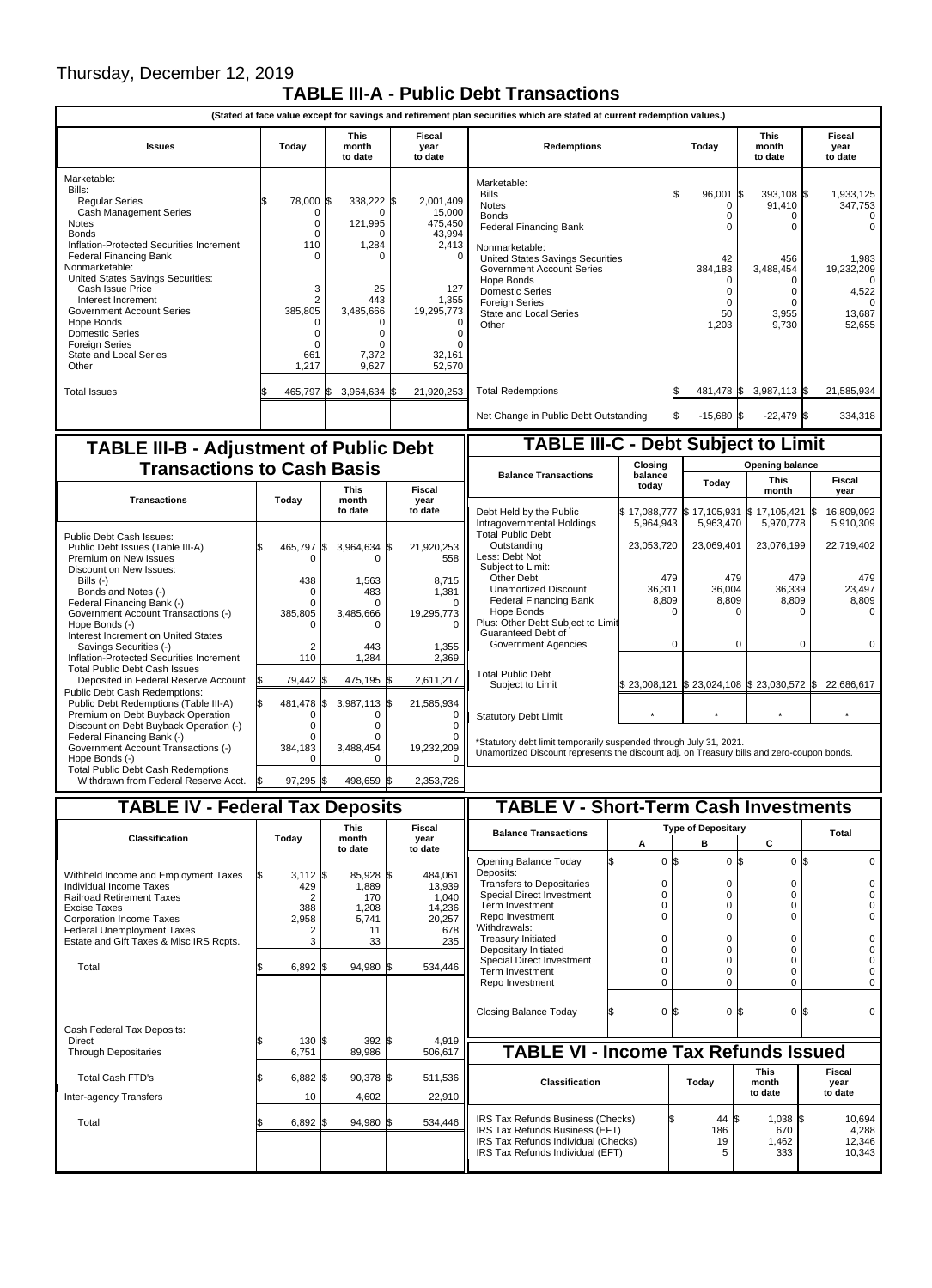Thursday, December 12, 2019

# TABLE III-A - Public Debt Transactions

(Stated at face value except for savings and retirement plan securities which are stated at current redemption values.)

| Issues | Today | This month to date | Fiscal year to date | Redemptions | Today | This month to date | Fiscal year to date |
|---|---|---|---|---|---|---|---|
| Marketable: | | | | Marketable: | | | |
| Bills: | | | | Bills | $ 96,001 | $ 393,108 | $ 1,933,125 |
| Regular Series | $ 78,000 | $ 338,222 | $ 2,001,409 | Notes | 0 | 91,410 | 347,753 |
| Cash Management Series | 0 | 0 | 15,000 | Bonds | 0 | 0 | 0 |
| Notes | 0 | 121,995 | 475,450 | Federal Financing Bank | 0 | 0 | 0 |
| Bonds | 0 | 0 | 43,994 | Nonmarketable: | | | |
| Inflation-Protected Securities Increment | 110 | 1,284 | 2,413 | United States Savings Securities | 42 | 456 | 1,983 |
| Federal Financing Bank | 0 | 0 | 0 | Government Account Series | 384,183 | 3,488,454 | 19,232,209 |
| Nonmarketable: | | | | Hope Bonds | 0 | 0 | 0 |
| United States Savings Securities: | | | | Domestic Series | 0 | 0 | 4,522 |
| Cash Issue Price | 3 | 25 | 127 | Foreign Series | 0 | 0 | 0 |
| Interest Increment | 2 | 443 | 1,355 | State and Local Series | 50 | 3,955 | 13,687 |
| Government Account Series | 385,805 | 3,485,666 | 19,295,773 | Other | 1,203 | 9,730 | 52,655 |
| Hope Bonds | 0 | 0 | 0 | | | | |
| Domestic Series | 0 | 0 | 0 | | | | |
| Foreign Series | 0 | 0 | 0 | | | | |
| State and Local Series | 661 | 7,372 | 32,161 | | | | |
| Other | 1,217 | 9,627 | 52,570 | | | | |
| Total Issues | $ 465,797 | $ 3,964,634 | $ 21,920,253 | Total Redemptions | $ 481,478 | $ 3,987,113 | $ 21,585,934 |
| | | | | Net Change in Public Debt Outstanding | $ -15,680 | $ -22,479 | $ 334,318 |

# TABLE III-B - Adjustment of Public Debt Transactions to Cash Basis

| Transactions | Today | This month to date | Fiscal year to date |
|---|---|---|---|
| Public Debt Cash Issues: | | | |
| Public Debt Issues (Table III-A) | $ 465,797 | $ 3,964,634 | $ 21,920,253 |
| Premium on New Issues | 0 | 0 | 558 |
| Discount on New Issues: | | | |
| Bills (-) | 438 | 1,563 | 8,715 |
| Bonds and Notes (-) | 0 | 483 | 1,381 |
| Federal Financing Bank (-) | 0 | 0 | 0 |
| Government Account Transactions (-) | 385,805 | 3,485,666 | 19,295,773 |
| Hope Bonds (-) | 0 | 0 | 0 |
| Interest Increment on United States Savings Securities (-) | 2 | 443 | 1,355 |
| Inflation-Protected Securities Increment | 110 | 1,284 | 2,369 |
| Total Public Debt Cash Issues Deposited in Federal Reserve Account | $ 79,442 | $ 475,195 | $ 2,611,217 |
| Public Debt Cash Redemptions: | | | |
| Public Debt Redemptions (Table III-A) | $ 481,478 | $ 3,987,113 | $ 21,585,934 |
| Premium on Debt Buyback Operation | 0 | 0 | 0 |
| Discount on Debt Buyback Operation (-) | 0 | 0 | 0 |
| Federal Financing Bank (-) | 0 | 0 | 0 |
| Government Account Transactions (-) | 384,183 | 3,488,454 | 19,232,209 |
| Hope Bonds (-) | 0 | 0 | 0 |
| Total Public Debt Cash Redemptions Withdrawn from Federal Reserve Acct. | $ 97,295 | $ 498,659 | $ 2,353,726 |

# TABLE III-C - Debt Subject to Limit

| Balance Transactions | Closing balance today | Opening balance Today | Opening balance This month | Opening balance Fiscal year |
|---|---|---|---|---|
| Debt Held by the Public | $ 17,088,777 | $ 17,105,931 | $ 17,105,421 | $ 16,809,092 |
| Intragovernmental Holdings | 5,964,943 | 5,963,470 | 5,970,778 | 5,910,309 |
| Total Public Debt Outstanding | 23,053,720 | 23,069,401 | 23,076,199 | 22,719,402 |
| Less: Debt Not Subject to Limit: | | | | |
| Other Debt | 479 | 479 | 479 | 479 |
| Unamortized Discount | 36,311 | 36,004 | 36,339 | 23,497 |
| Federal Financing Bank | 8,809 | 8,809 | 8,809 | 8,809 |
| Hope Bonds | 0 | 0 | 0 | 0 |
| Plus: Other Debt Subject to Limit | | | | |
| Guaranteed Debt of Government Agencies | 0 | 0 | 0 | 0 |
| Total Public Debt Subject to Limit | $ 23,008,121 | $ 23,024,108 | $ 23,030,572 | $ 22,686,617 |
| Statutory Debt Limit | * | * | * | * |

*Statutory debt limit temporarily suspended through July 31, 2021.
Unamortized Discount represents the discount adj. on Treasury bills and zero-coupon bonds.

# TABLE IV - Federal Tax Deposits

| Classification | Today | This month to date | Fiscal year to date |
|---|---|---|---|
| Withheld Income and Employment Taxes | $ 3,112 | $ 85,928 | $ 484,061 |
| Individual Income Taxes | 429 | 1,889 | 13,939 |
| Railroad Retirement Taxes | 2 | 170 | 1,040 |
| Excise Taxes | 388 | 1,208 | 14,236 |
| Corporation Income Taxes | 2,958 | 5,741 | 20,257 |
| Federal Unemployment Taxes | 2 | 11 | 678 |
| Estate and Gift Taxes & Misc IRS Rcpts. | 3 | 33 | 235 |
| Total | $ 6,892 | $ 94,980 | $ 534,446 |
| Cash Federal Tax Deposits: | | | |
| Direct | $ 130 | $ 392 | $ 4,919 |
| Through Depositaries | 6,751 | 89,986 | 506,617 |
| Total Cash FTD's | $ 6,882 | $ 90,378 | $ 511,536 |
| Inter-agency Transfers | 10 | 4,602 | 22,910 |
| Total | $ 6,892 | $ 94,980 | $ 534,446 |

# TABLE V - Short-Term Cash Investments

| Balance Transactions | Type of Depositary A | B | C | Total |
|---|---|---|---|---|
| Opening Balance Today | $ 0 | $ 0 | $ 0 | $ 0 |
| Deposits: | | | | |
| Transfers to Depositaries | 0 | 0 | 0 | 0 |
| Special Direct Investment | 0 | 0 | 0 | 0 |
| Term Investment | 0 | 0 | 0 | 0 |
| Repo Investment | 0 | 0 | 0 | 0 |
| Withdrawals: | | | | |
| Treasury Initiated | 0 | 0 | 0 | 0 |
| Depositary Initiated | 0 | 0 | 0 | 0 |
| Special Direct Investment | 0 | 0 | 0 | 0 |
| Term Investment | 0 | 0 | 0 | 0 |
| Repo Investment | 0 | 0 | 0 | 0 |
| Closing Balance Today | $ 0 | $ 0 | $ 0 | $ 0 |

# TABLE VI - Income Tax Refunds Issued

| Classification | Today | This month to date | Fiscal year to date |
|---|---|---|---|
| IRS Tax Refunds Business (Checks) | $ 44 | $ 1,038 | $ 10,694 |
| IRS Tax Refunds Business (EFT) | 186 | 670 | 4,288 |
| IRS Tax Refunds Individual (Checks) | 19 | 1,462 | 12,346 |
| IRS Tax Refunds Individual (EFT) | 5 | 333 | 10,343 |